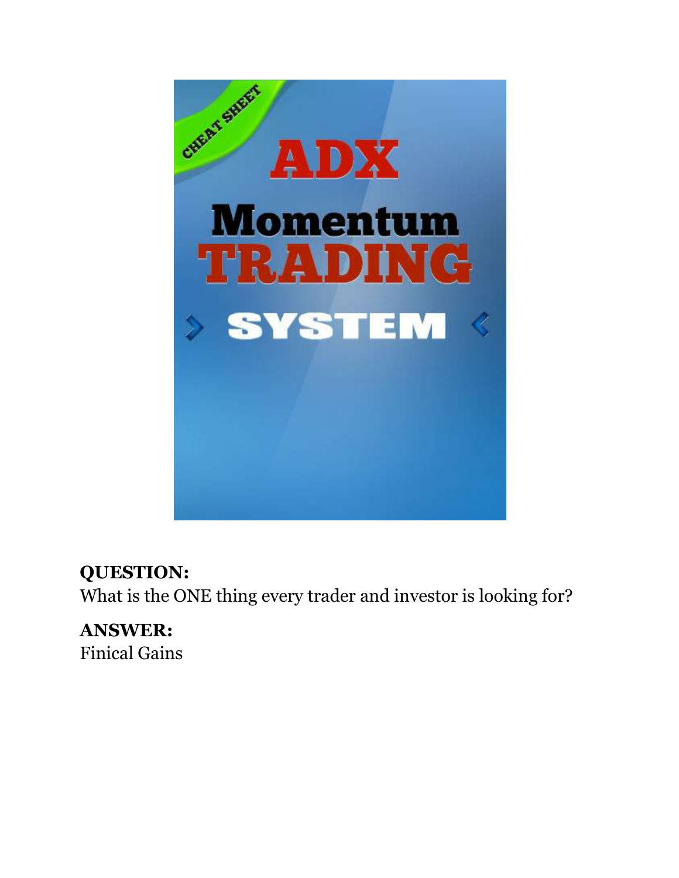CHEAT SHEET

# ADX Momentum TRADING SYSTEM

**QUESTION:**
What is the ONE thing every trader and investor is looking for?

**ANSWER:**
Finical Gains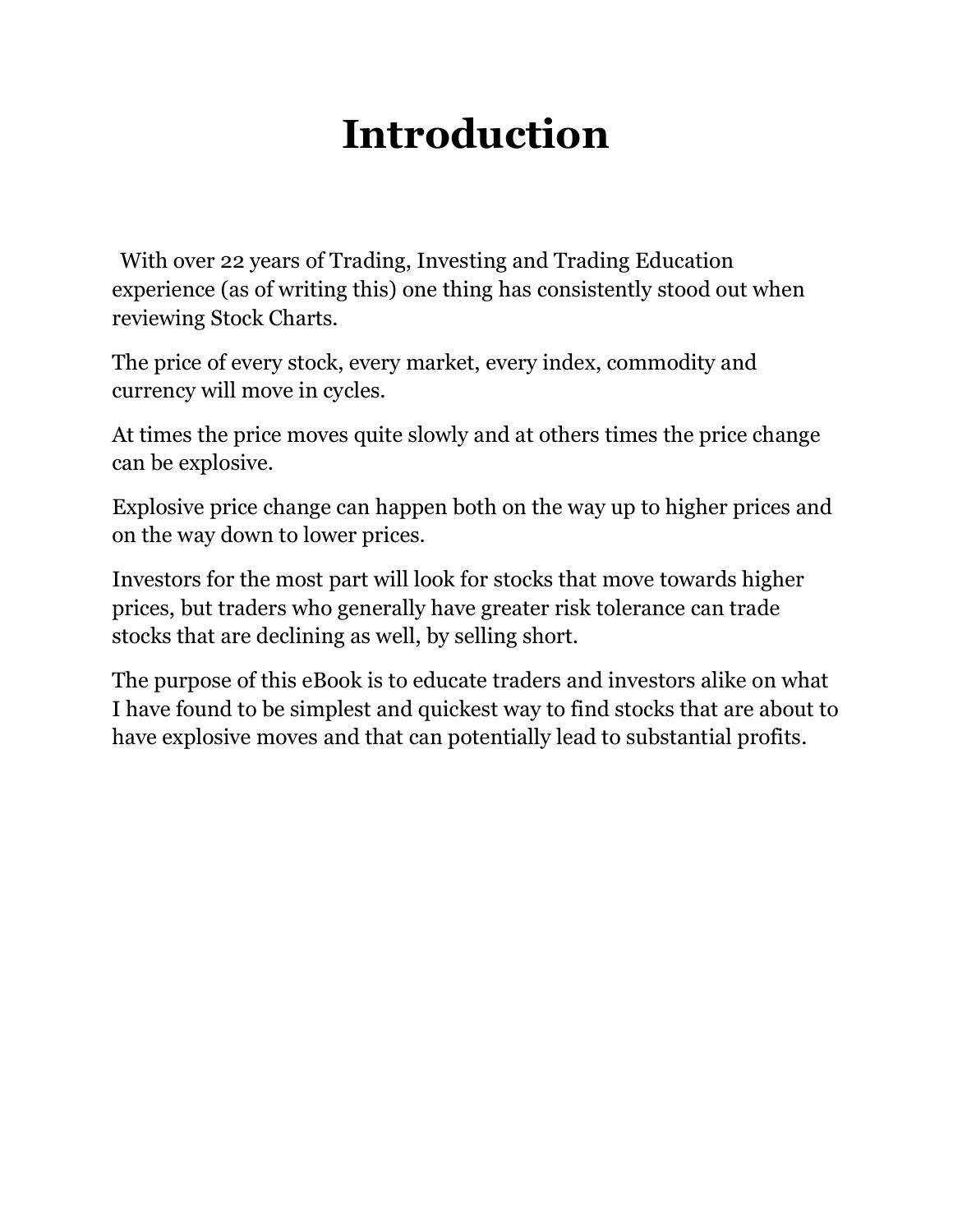# Introduction

With over 22 years of Trading, Investing and Trading Education experience (as of writing this) one thing has consistently stood out when reviewing Stock Charts.

The price of every stock, every market, every index, commodity and currency will move in cycles.

At times the price moves quite slowly and at others times the price change can be explosive.

Explosive price change can happen both on the way up to higher prices and on the way down to lower prices.

Investors for the most part will look for stocks that move towards higher prices, but traders who generally have greater risk tolerance can trade stocks that are declining as well, by selling short.

The purpose of this eBook is to educate traders and investors alike on what I have found to be simplest and quickest way to find stocks that are about to have explosive moves and that can potentially lead to substantial profits.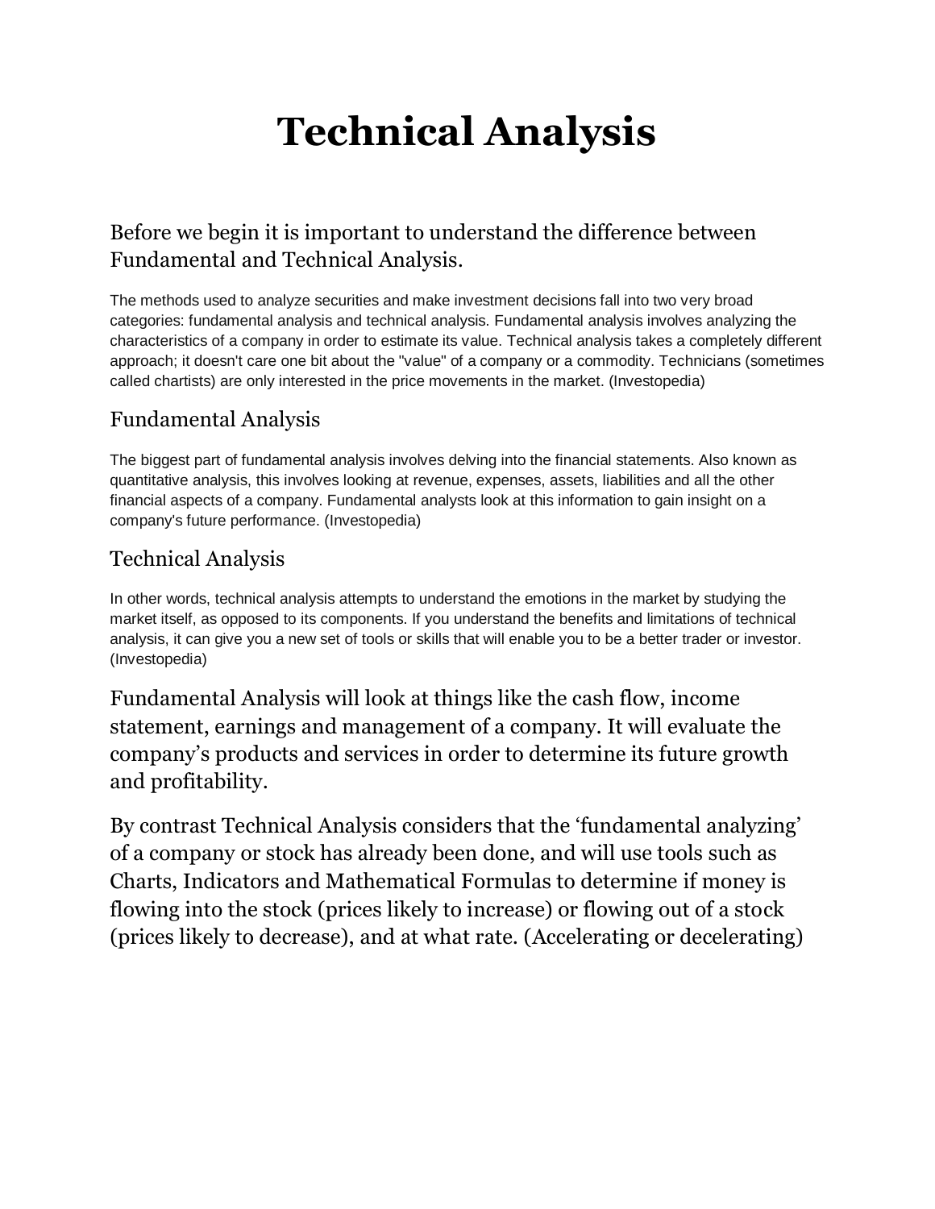# Technical Analysis

## Before we begin it is important to understand the difference between Fundamental and Technical Analysis.

The methods used to analyze securities and make investment decisions fall into two very broad categories: fundamental analysis and technical analysis. Fundamental analysis involves analyzing the characteristics of a company in order to estimate its value. Technical analysis takes a completely different approach; it doesn't care one bit about the "value" of a company or a commodity. Technicians (sometimes called chartists) are only interested in the price movements in the market. (Investopedia)

### Fundamental Analysis

The biggest part of fundamental analysis involves delving into the financial statements. Also known as quantitative analysis, this involves looking at revenue, expenses, assets, liabilities and all the other financial aspects of a company. Fundamental analysts look at this information to gain insight on a company's future performance. (Investopedia)

### Technical Analysis

In other words, technical analysis attempts to understand the emotions in the market by studying the market itself, as opposed to its components. If you understand the benefits and limitations of technical analysis, it can give you a new set of tools or skills that will enable you to be a better trader or investor. (Investopedia)

Fundamental Analysis will look at things like the cash flow, income statement, earnings and management of a company. It will evaluate the company's products and services in order to determine its future growth and profitability.

By contrast Technical Analysis considers that the 'fundamental analyzing' of a company or stock has already been done, and will use tools such as Charts, Indicators and Mathematical Formulas to determine if money is flowing into the stock (prices likely to increase) or flowing out of a stock (prices likely to decrease), and at what rate. (Accelerating or decelerating)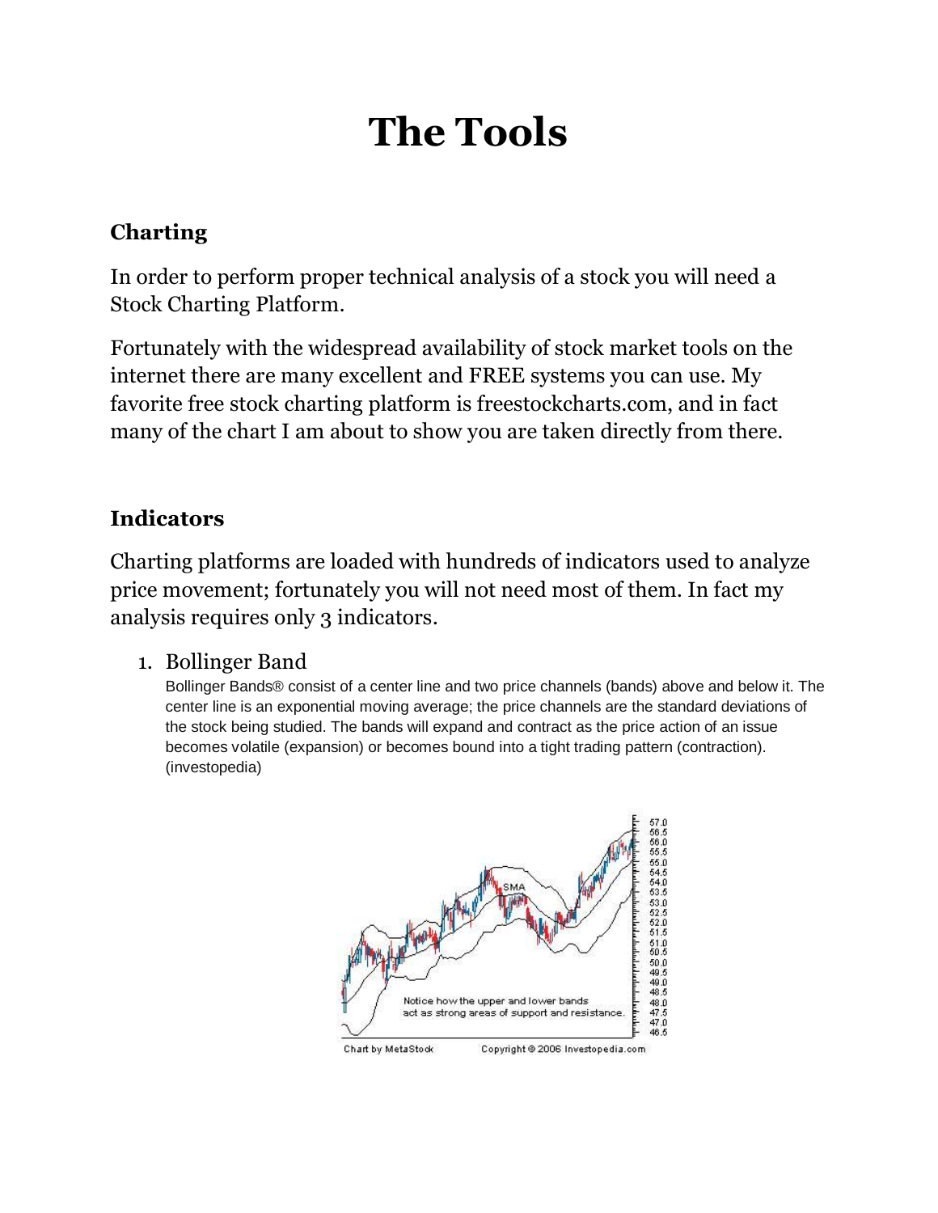# The Tools

## Charting

In order to perform proper technical analysis of a stock you will need a Stock Charting Platform.

Fortunately with the widespread availability of stock market tools on the internet there are many excellent and FREE systems you can use. My favorite free stock charting platform is freestockcharts.com, and in fact many of the chart I am about to show you are taken directly from there.

## Indicators

Charting platforms are loaded with hundreds of indicators used to analyze price movement; fortunately you will not need most of them. In fact my analysis requires only 3 indicators.

1. Bollinger Band
   Bollinger Bands® consist of a center line and two price channels (bands) above and below it. The center line is an exponential moving average; the price channels are the standard deviations of the stock being studied. The bands will expand and contract as the price action of an issue becomes volatile (expansion) or becomes bound into a tight trading pattern (contraction). (investopedia)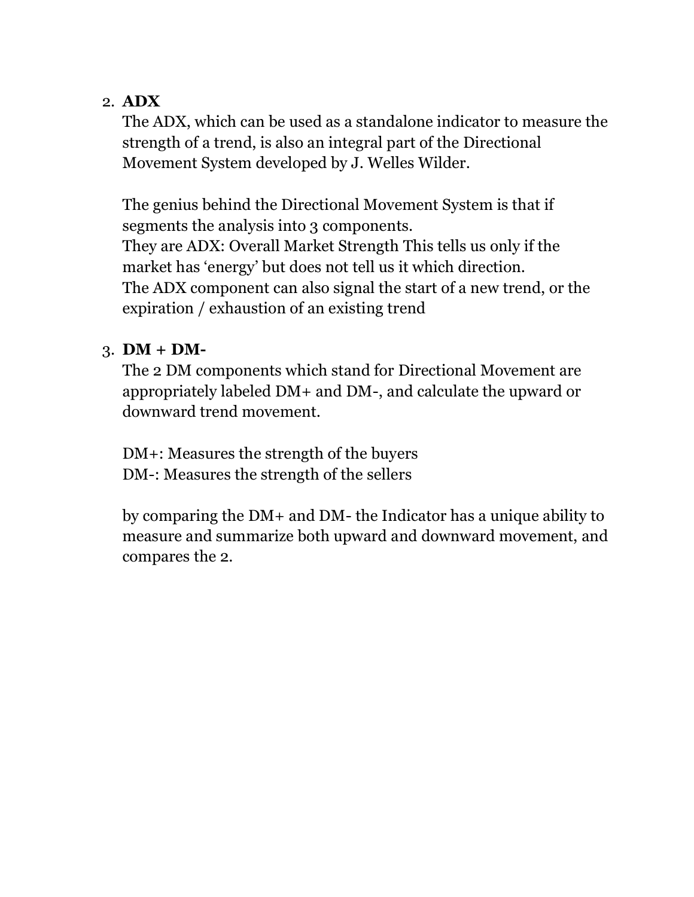2. **ADX**
   The ADX, which can be used as a standalone indicator to measure the strength of a trend, is also an integral part of the Directional Movement System developed by J. Welles Wilder.

   The genius behind the Directional Movement System is that if segments the analysis into 3 components.
   They are ADX: Overall Market Strength This tells us only if the market has 'energy' but does not tell us it which direction.
   The ADX component can also signal the start of a new trend, or the expiration / exhaustion of an existing trend

3. **DM + DM-**
   The 2 DM components which stand for Directional Movement are appropriately labeled DM+ and DM-, and calculate the upward or downward trend movement.

   DM+: Measures the strength of the buyers
   DM-: Measures the strength of the sellers

   by comparing the DM+ and DM- the Indicator has a unique ability to measure and summarize both upward and downward movement, and compares the 2.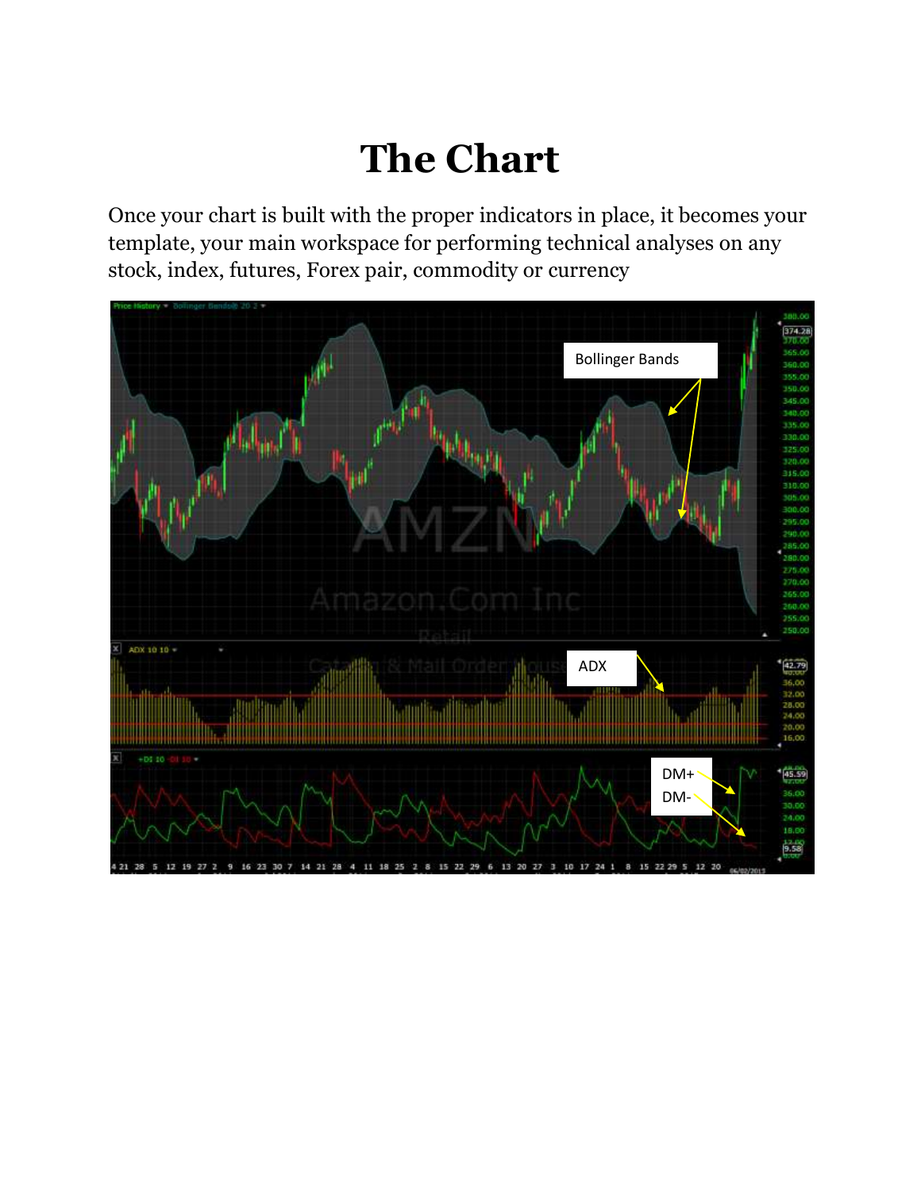# The Chart

Once your chart is built with the proper indicators in place, it becomes your template, your main workspace for performing technical analyses on any stock, index, futures, Forex pair, commodity or currency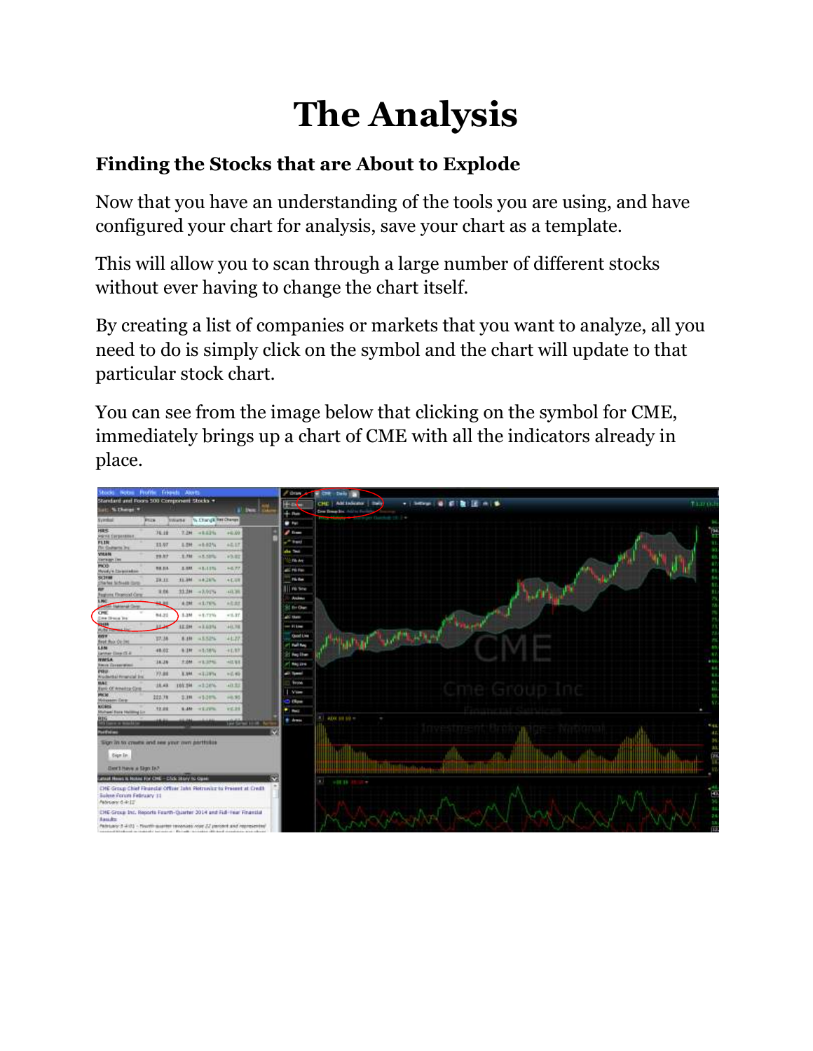# The Analysis

### Finding the Stocks that are About to Explode

Now that you have an understanding of the tools you are using, and have configured your chart for analysis, save your chart as a template.

This will allow you to scan through a large number of different stocks without ever having to change the chart itself.

By creating a list of companies or markets that you want to analyze, all you need to do is simply click on the symbol and the chart will update to that particular stock chart.

You can see from the image below that clicking on the symbol for CME, immediately brings up a chart of CME with all the indicators already in place.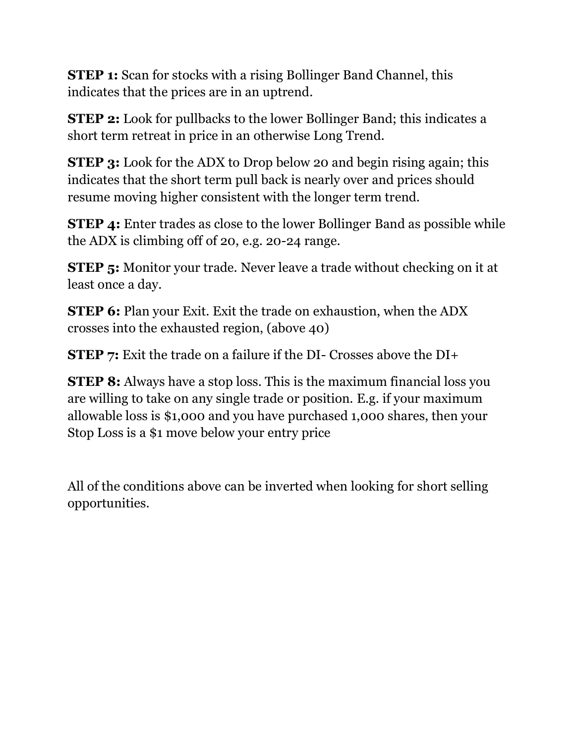**STEP 1:** Scan for stocks with a rising Bollinger Band Channel, this indicates that the prices are in an uptrend.

**STEP 2:** Look for pullbacks to the lower Bollinger Band; this indicates a short term retreat in price in an otherwise Long Trend.

**STEP 3:** Look for the ADX to Drop below 20 and begin rising again; this indicates that the short term pull back is nearly over and prices should resume moving higher consistent with the longer term trend.

**STEP 4:** Enter trades as close to the lower Bollinger Band as possible while the ADX is climbing off of 20, e.g. 20-24 range.

**STEP 5:** Monitor your trade. Never leave a trade without checking on it at least once a day.

**STEP 6:** Plan your Exit. Exit the trade on exhaustion, when the ADX crosses into the exhausted region, (above 40)

**STEP 7:** Exit the trade on a failure if the DI- Crosses above the DI+

**STEP 8:** Always have a stop loss. This is the maximum financial loss you are willing to take on any single trade or position. E.g. if your maximum allowable loss is $1,000 and you have purchased 1,000 shares, then your Stop Loss is a $1 move below your entry price

All of the conditions above can be inverted when looking for short selling opportunities.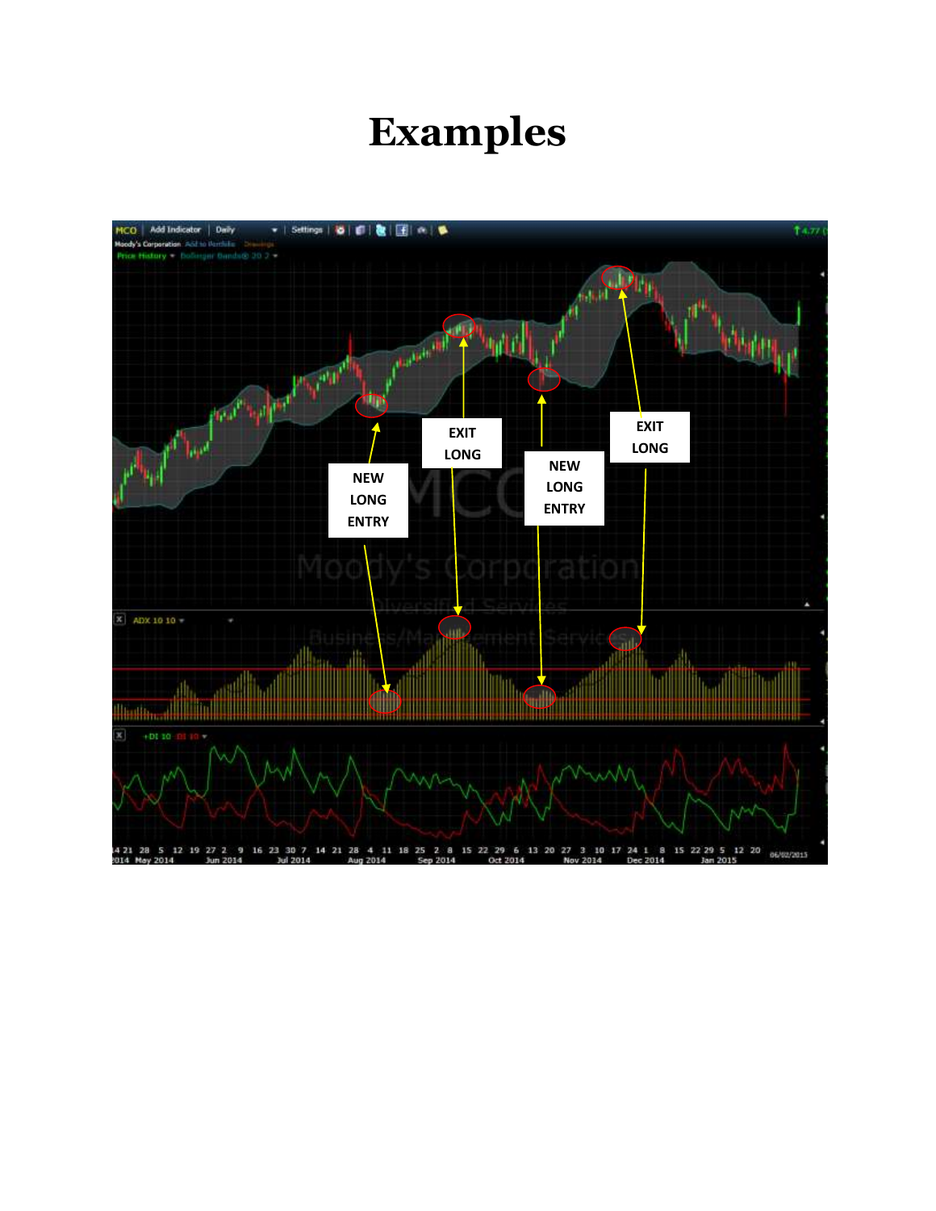# Examples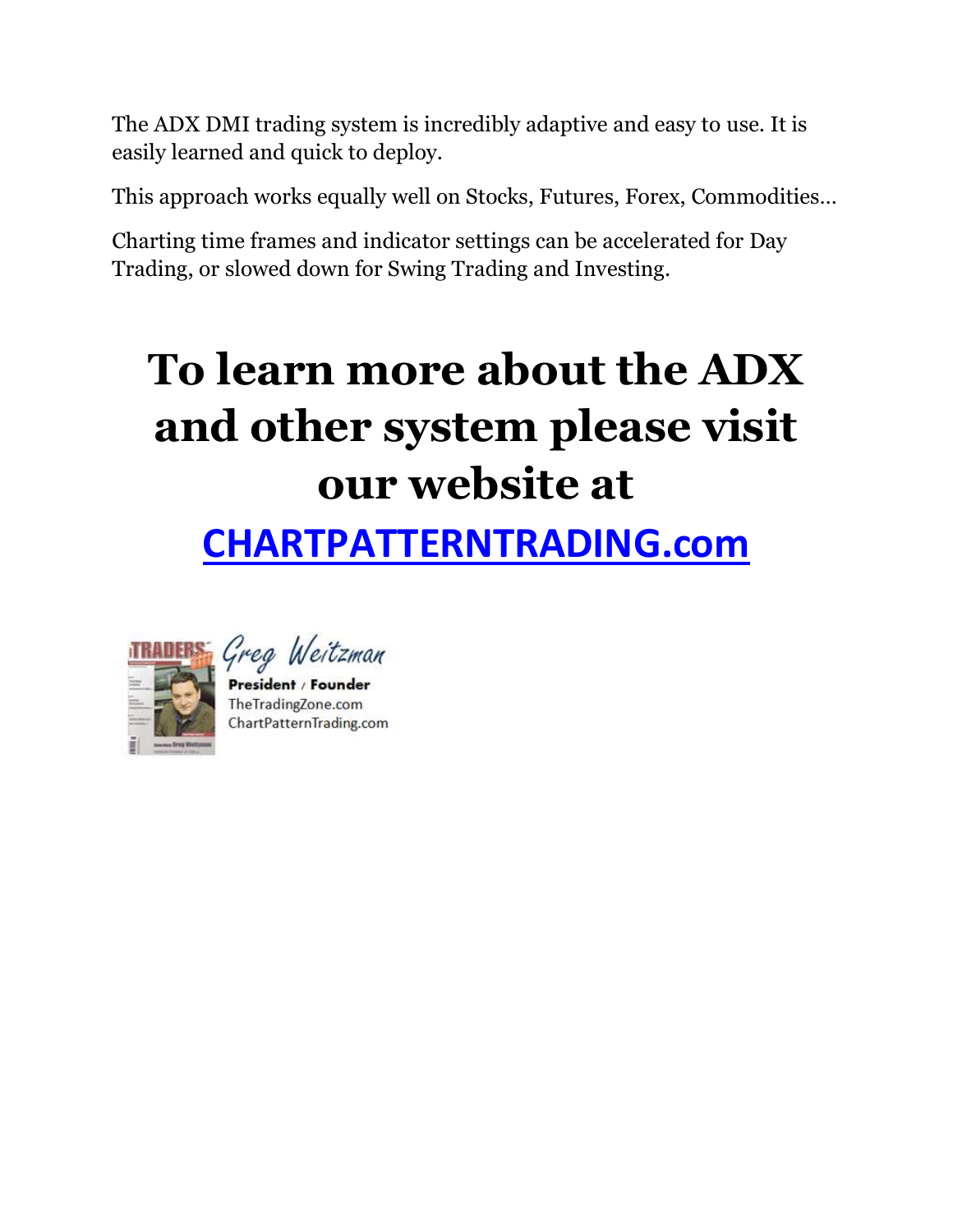The ADX DMI trading system is incredibly adaptive and easy to use. It is easily learned and quick to deploy.

This approach works equally well on Stocks, Futures, Forex, Commodities…

Charting time frames and indicator settings can be accelerated for Day Trading, or slowed down for Swing Trading and Investing.

# To learn more about the ADX and other system please visit our website at

## [CHARTPATTERNTRADING.com](http://CHARTPATTERNTRADING.com)

Greg Weitzman

**President / Founder**

TheTradingZone.com

ChartPatternTrading.com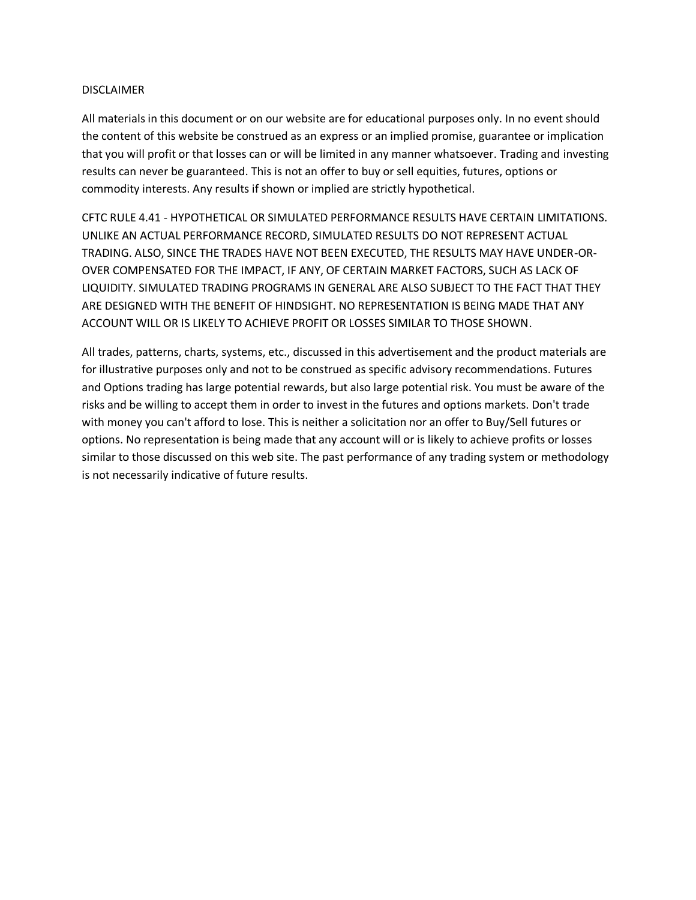# DISCLAIMER

All materials in this document or on our website are for educational purposes only. In no event should the content of this website be construed as an express or an implied promise, guarantee or implication that you will profit or that losses can or will be limited in any manner whatsoever. Trading and investing results can never be guaranteed. This is not an offer to buy or sell equities, futures, options or commodity interests. Any results if shown or implied are strictly hypothetical.

CFTC RULE 4.41 - HYPOTHETICAL OR SIMULATED PERFORMANCE RESULTS HAVE CERTAIN LIMITATIONS. UNLIKE AN ACTUAL PERFORMANCE RECORD, SIMULATED RESULTS DO NOT REPRESENT ACTUAL TRADING. ALSO, SINCE THE TRADES HAVE NOT BEEN EXECUTED, THE RESULTS MAY HAVE UNDER-OR-OVER COMPENSATED FOR THE IMPACT, IF ANY, OF CERTAIN MARKET FACTORS, SUCH AS LACK OF LIQUIDITY. SIMULATED TRADING PROGRAMS IN GENERAL ARE ALSO SUBJECT TO THE FACT THAT THEY ARE DESIGNED WITH THE BENEFIT OF HINDSIGHT. NO REPRESENTATION IS BEING MADE THAT ANY ACCOUNT WILL OR IS LIKELY TO ACHIEVE PROFIT OR LOSSES SIMILAR TO THOSE SHOWN.

All trades, patterns, charts, systems, etc., discussed in this advertisement and the product materials are for illustrative purposes only and not to be construed as specific advisory recommendations. Futures and Options trading has large potential rewards, but also large potential risk. You must be aware of the risks and be willing to accept them in order to invest in the futures and options markets. Don't trade with money you can't afford to lose. This is neither a solicitation nor an offer to Buy/Sell futures or options. No representation is being made that any account will or is likely to achieve profits or losses similar to those discussed on this web site. The past performance of any trading system or methodology is not necessarily indicative of future results.